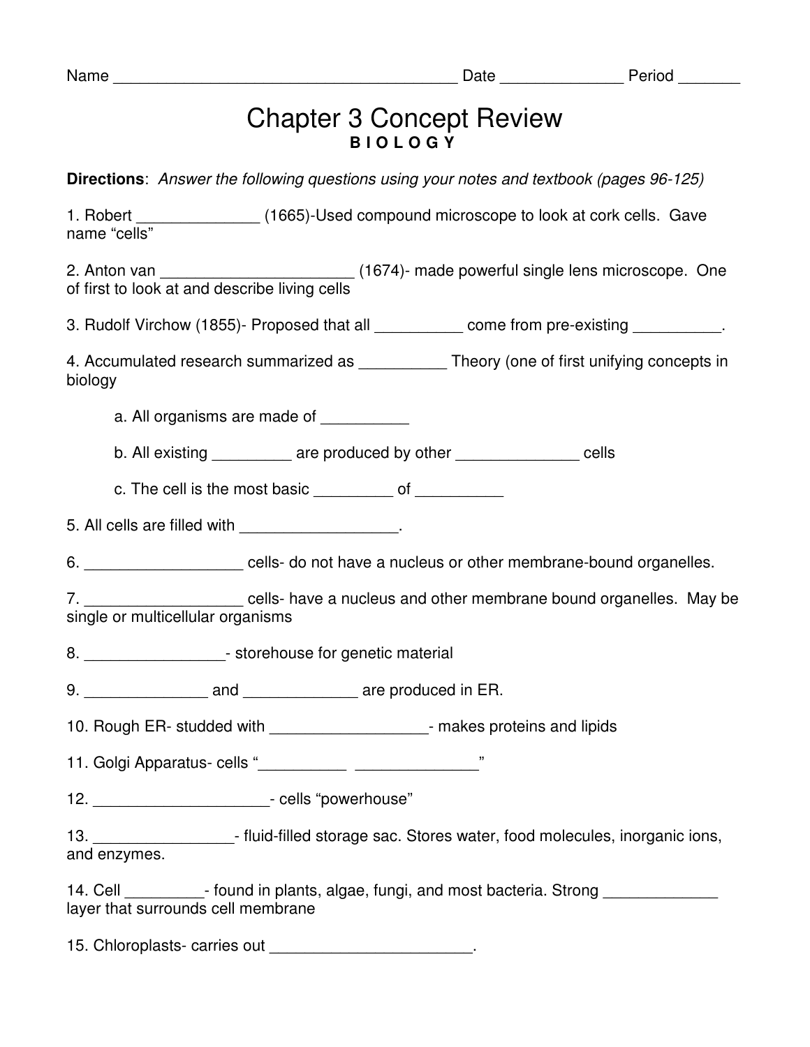Name ________________________________________ Date ______________ Period _______

# Chapter 3 Concept Review

**B I O L O G Y**

**Directions**: *Answer the following questions using your notes and textbook (pages 96-125)*

1. Robert ______________ (1665)-Used compound microscope to look at cork cells. Gave name "cells"

2. Anton van ______________________ (1674)- made powerful single lens microscope. One of first to look at and describe living cells

3. Rudolf Virchow (1855)- Proposed that all __________ come from pre-existing __________.

4. Accumulated research summarized as __________ Theory (one of first unifying concepts in biology

   a. All organisms are made of __________

   b. All existing _________ are produced by other ______________ cells

   c. The cell is the most basic _________ of __________

5. All cells are filled with __________________.

6. __________________ cells- do not have a nucleus or other membrane-bound organelles.

7. __________________ cells- have a nucleus and other membrane bound organelles. May be single or multicellular organisms

8. ________________- storehouse for genetic material

9. ______________ and _____________ are produced in ER.

10. Rough ER- studded with __________________- makes proteins and lipids

11. Golgi Apparatus- cells "__________ ______________"

12. ____________________- cells "powerhouse"

13. ________________- fluid-filled storage sac. Stores water, food molecules, inorganic ions, and enzymes.

14. Cell _________- found in plants, algae, fungi, and most bacteria. Strong _____________ layer that surrounds cell membrane

15. Chloroplasts- carries out _______________________.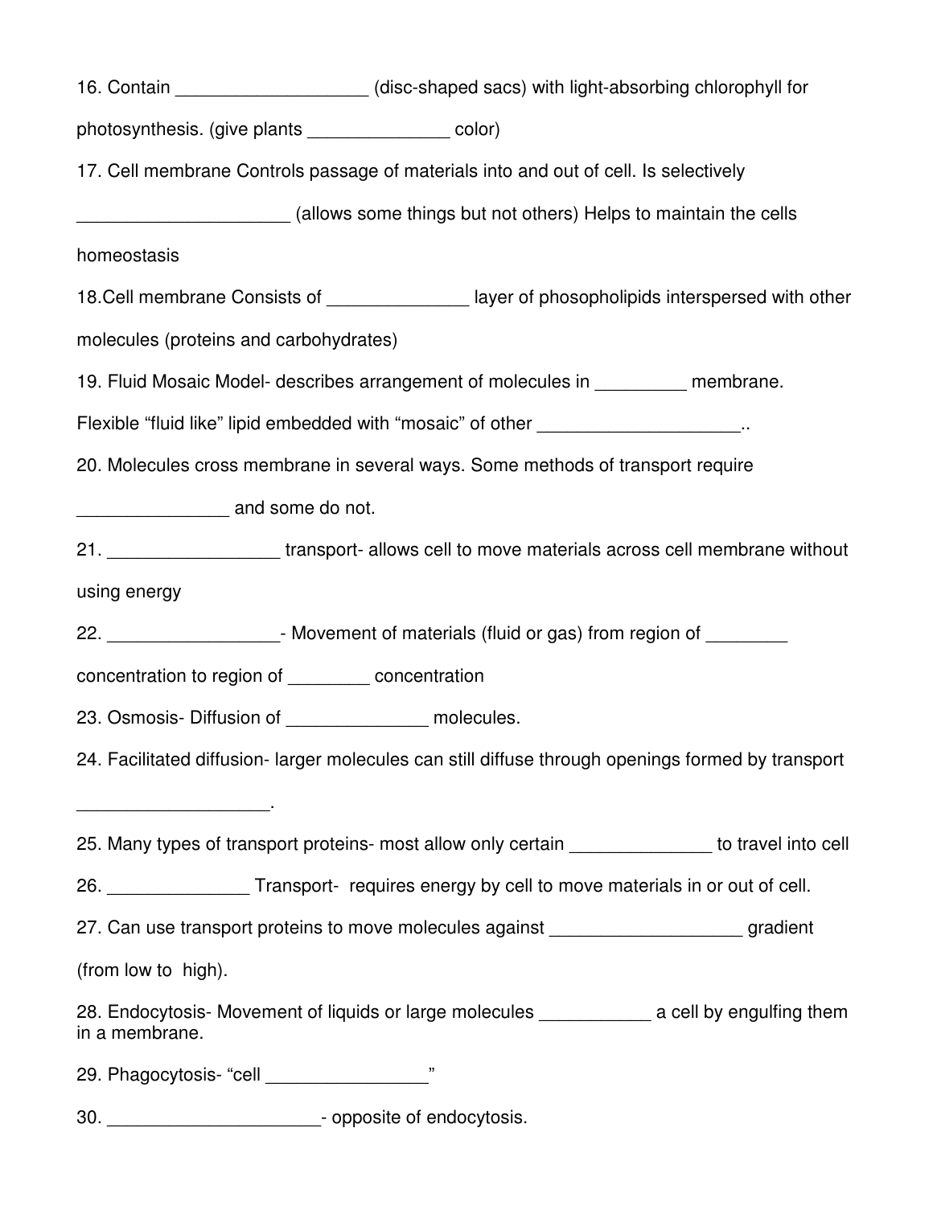16. Contain ___________________ (disc-shaped sacs) with light-absorbing chlorophyll for photosynthesis. (give plants ______________ color)

17. Cell membrane Controls passage of materials into and out of cell. Is selectively _____________________ (allows some things but not others) Helps to maintain the cells homeostasis

18.Cell membrane Consists of ______________ layer of phosopholipids interspersed with other molecules (proteins and carbohydrates)

19. Fluid Mosaic Model- describes arrangement of molecules in _________ membrane. Flexible "fluid like" lipid embedded with "mosaic" of other ____________________..

20. Molecules cross membrane in several ways. Some methods of transport require _______________ and some do not.

21. _________________ transport- allows cell to move materials across cell membrane without using energy

22. _________________- Movement of materials (fluid or gas) from region of ________ concentration to region of ________ concentration

23. Osmosis- Diffusion of ______________ molecules.

24. Facilitated diffusion- larger molecules can still diffuse through openings formed by transport ___________________.

25. Many types of transport proteins- most allow only certain ______________ to travel into cell

26. ______________ Transport- requires energy by cell to move materials in or out of cell.

27. Can use transport proteins to move molecules against ___________________ gradient (from low to high).

28. Endocytosis- Movement of liquids or large molecules ___________ a cell by engulfing them in a membrane.

29. Phagocytosis- "cell ________________"

30. _____________________- opposite of endocytosis.